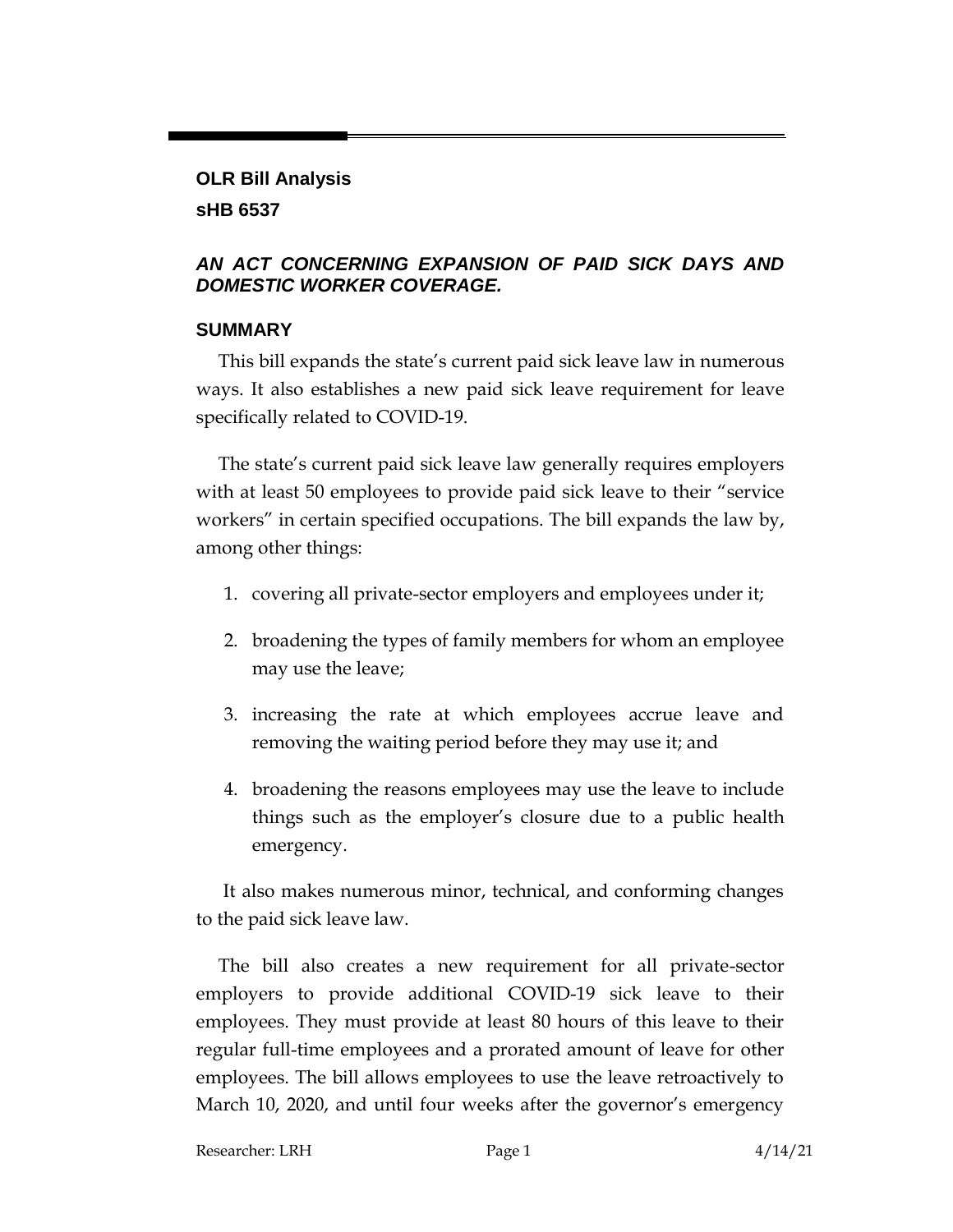**OLR Bill Analysis**

**sHB 6537**

***AN ACT CONCERNING EXPANSION OF PAID SICK DAYS AND DOMESTIC WORKER COVERAGE.***

## SUMMARY

This bill expands the state's current paid sick leave law in numerous ways. It also establishes a new paid sick leave requirement for leave specifically related to COVID-19.

The state's current paid sick leave law generally requires employers with at least 50 employees to provide paid sick leave to their "service workers" in certain specified occupations. The bill expands the law by, among other things:

1. covering all private-sector employers and employees under it;
2. broadening the types of family members for whom an employee may use the leave;
3. increasing the rate at which employees accrue leave and removing the waiting period before they may use it; and
4. broadening the reasons employees may use the leave to include things such as the employer's closure due to a public health emergency.

It also makes numerous minor, technical, and conforming changes to the paid sick leave law.

The bill also creates a new requirement for all private-sector employers to provide additional COVID-19 sick leave to their employees. They must provide at least 80 hours of this leave to their regular full-time employees and a prorated amount of leave for other employees. The bill allows employees to use the leave retroactively to March 10, 2020, and until four weeks after the governor's emergency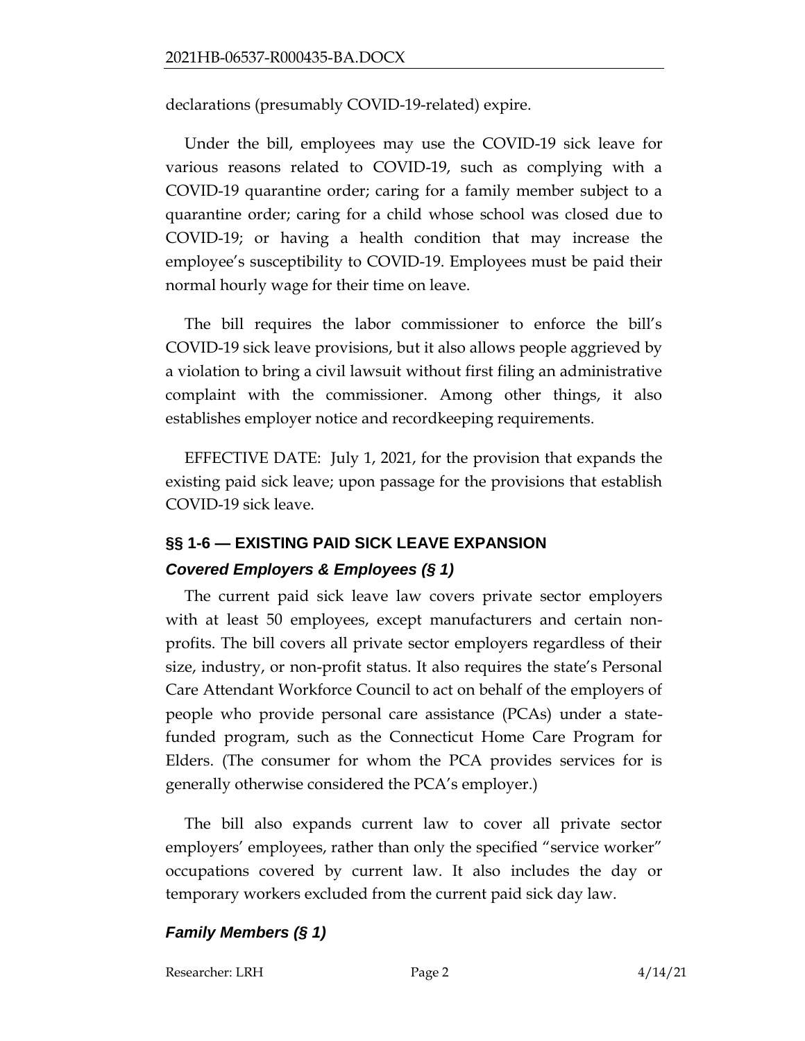declarations (presumably COVID-19-related) expire.

Under the bill, employees may use the COVID-19 sick leave for various reasons related to COVID-19, such as complying with a COVID-19 quarantine order; caring for a family member subject to a quarantine order; caring for a child whose school was closed due to COVID-19; or having a health condition that may increase the employee's susceptibility to COVID-19. Employees must be paid their normal hourly wage for their time on leave.

The bill requires the labor commissioner to enforce the bill's COVID-19 sick leave provisions, but it also allows people aggrieved by a violation to bring a civil lawsuit without first filing an administrative complaint with the commissioner. Among other things, it also establishes employer notice and recordkeeping requirements.

EFFECTIVE DATE: July 1, 2021, for the provision that expands the existing paid sick leave; upon passage for the provisions that establish COVID-19 sick leave.

## §§ 1-6 — EXISTING PAID SICK LEAVE EXPANSION

### *Covered Employers & Employees (§ 1)*

The current paid sick leave law covers private sector employers with at least 50 employees, except manufacturers and certain non-profits. The bill covers all private sector employers regardless of their size, industry, or non-profit status. It also requires the state's Personal Care Attendant Workforce Council to act on behalf of the employers of people who provide personal care assistance (PCAs) under a state-funded program, such as the Connecticut Home Care Program for Elders. (The consumer for whom the PCA provides services for is generally otherwise considered the PCA's employer.)

The bill also expands current law to cover all private sector employers' employees, rather than only the specified "service worker" occupations covered by current law. It also includes the day or temporary workers excluded from the current paid sick day law.

### *Family Members (§ 1)*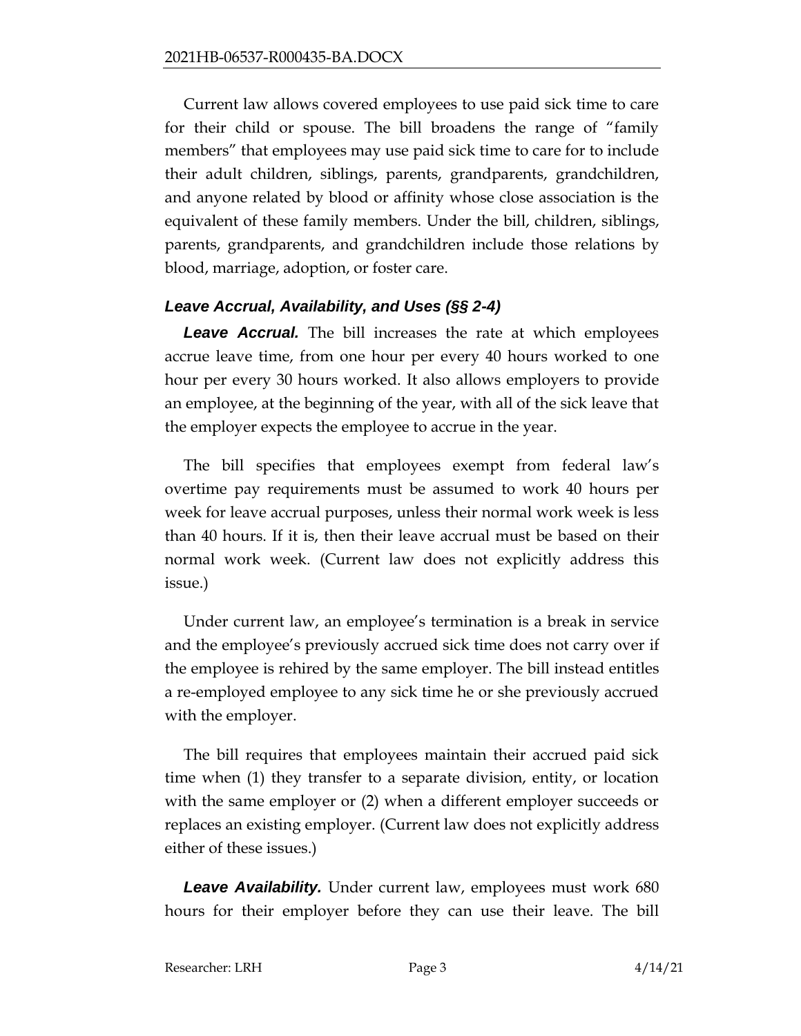Current law allows covered employees to use paid sick time to care for their child or spouse. The bill broadens the range of "family members" that employees may use paid sick time to care for to include their adult children, siblings, parents, grandparents, grandchildren, and anyone related by blood or affinity whose close association is the equivalent of these family members. Under the bill, children, siblings, parents, grandparents, and grandchildren include those relations by blood, marriage, adoption, or foster care.

### *Leave Accrual, Availability, and Uses (§§ 2-4)*

***Leave Accrual.*** The bill increases the rate at which employees accrue leave time, from one hour per every 40 hours worked to one hour per every 30 hours worked. It also allows employers to provide an employee, at the beginning of the year, with all of the sick leave that the employer expects the employee to accrue in the year.

The bill specifies that employees exempt from federal law's overtime pay requirements must be assumed to work 40 hours per week for leave accrual purposes, unless their normal work week is less than 40 hours. If it is, then their leave accrual must be based on their normal work week. (Current law does not explicitly address this issue.)

Under current law, an employee's termination is a break in service and the employee's previously accrued sick time does not carry over if the employee is rehired by the same employer. The bill instead entitles a re-employed employee to any sick time he or she previously accrued with the employer.

The bill requires that employees maintain their accrued paid sick time when (1) they transfer to a separate division, entity, or location with the same employer or (2) when a different employer succeeds or replaces an existing employer. (Current law does not explicitly address either of these issues.)

***Leave Availability.*** Under current law, employees must work 680 hours for their employer before they can use their leave. The bill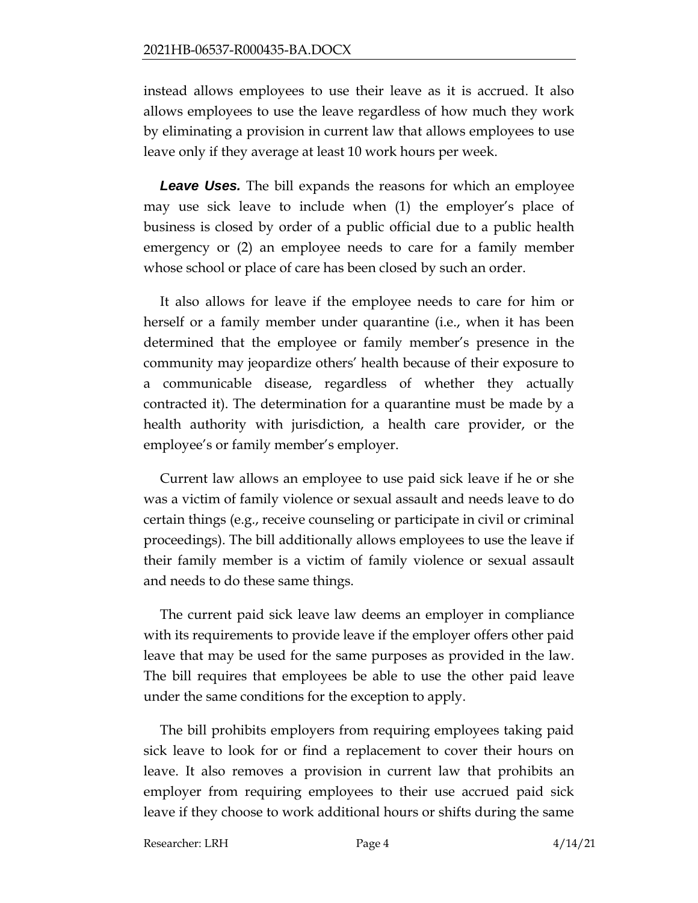instead allows employees to use their leave as it is accrued. It also allows employees to use the leave regardless of how much they work by eliminating a provision in current law that allows employees to use leave only if they average at least 10 work hours per week.

***Leave Uses.*** The bill expands the reasons for which an employee may use sick leave to include when (1) the employer's place of business is closed by order of a public official due to a public health emergency or (2) an employee needs to care for a family member whose school or place of care has been closed by such an order.

It also allows for leave if the employee needs to care for him or herself or a family member under quarantine (i.e., when it has been determined that the employee or family member's presence in the community may jeopardize others' health because of their exposure to a communicable disease, regardless of whether they actually contracted it). The determination for a quarantine must be made by a health authority with jurisdiction, a health care provider, or the employee's or family member's employer.

Current law allows an employee to use paid sick leave if he or she was a victim of family violence or sexual assault and needs leave to do certain things (e.g., receive counseling or participate in civil or criminal proceedings). The bill additionally allows employees to use the leave if their family member is a victim of family violence or sexual assault and needs to do these same things.

The current paid sick leave law deems an employer in compliance with its requirements to provide leave if the employer offers other paid leave that may be used for the same purposes as provided in the law. The bill requires that employees be able to use the other paid leave under the same conditions for the exception to apply.

The bill prohibits employers from requiring employees taking paid sick leave to look for or find a replacement to cover their hours on leave. It also removes a provision in current law that prohibits an employer from requiring employees to their use accrued paid sick leave if they choose to work additional hours or shifts during the same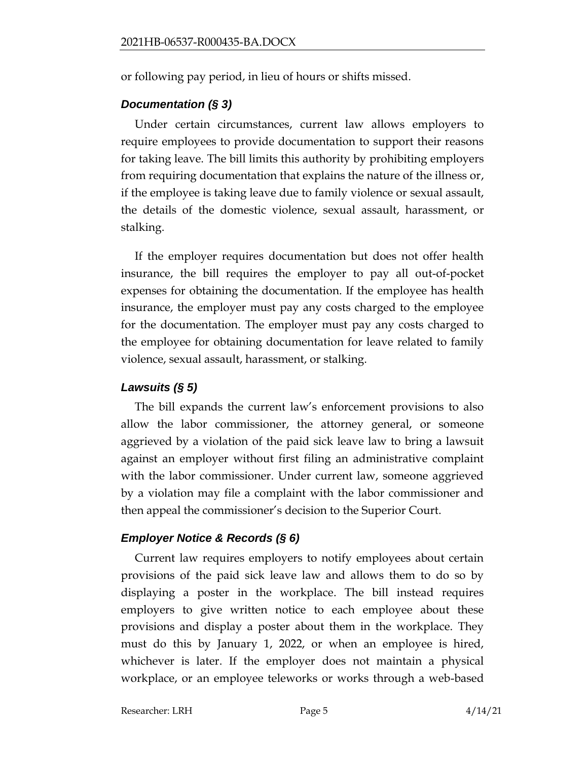or following pay period, in lieu of hours or shifts missed.

### *Documentation (§ 3)*

Under certain circumstances, current law allows employers to require employees to provide documentation to support their reasons for taking leave. The bill limits this authority by prohibiting employers from requiring documentation that explains the nature of the illness or, if the employee is taking leave due to family violence or sexual assault, the details of the domestic violence, sexual assault, harassment, or stalking.

If the employer requires documentation but does not offer health insurance, the bill requires the employer to pay all out-of-pocket expenses for obtaining the documentation. If the employee has health insurance, the employer must pay any costs charged to the employee for the documentation. The employer must pay any costs charged to the employee for obtaining documentation for leave related to family violence, sexual assault, harassment, or stalking.

### *Lawsuits (§ 5)*

The bill expands the current law's enforcement provisions to also allow the labor commissioner, the attorney general, or someone aggrieved by a violation of the paid sick leave law to bring a lawsuit against an employer without first filing an administrative complaint with the labor commissioner. Under current law, someone aggrieved by a violation may file a complaint with the labor commissioner and then appeal the commissioner's decision to the Superior Court.

### *Employer Notice & Records (§ 6)*

Current law requires employers to notify employees about certain provisions of the paid sick leave law and allows them to do so by displaying a poster in the workplace. The bill instead requires employers to give written notice to each employee about these provisions and display a poster about them in the workplace. They must do this by January 1, 2022, or when an employee is hired, whichever is later. If the employer does not maintain a physical workplace, or an employee teleworks or works through a web-based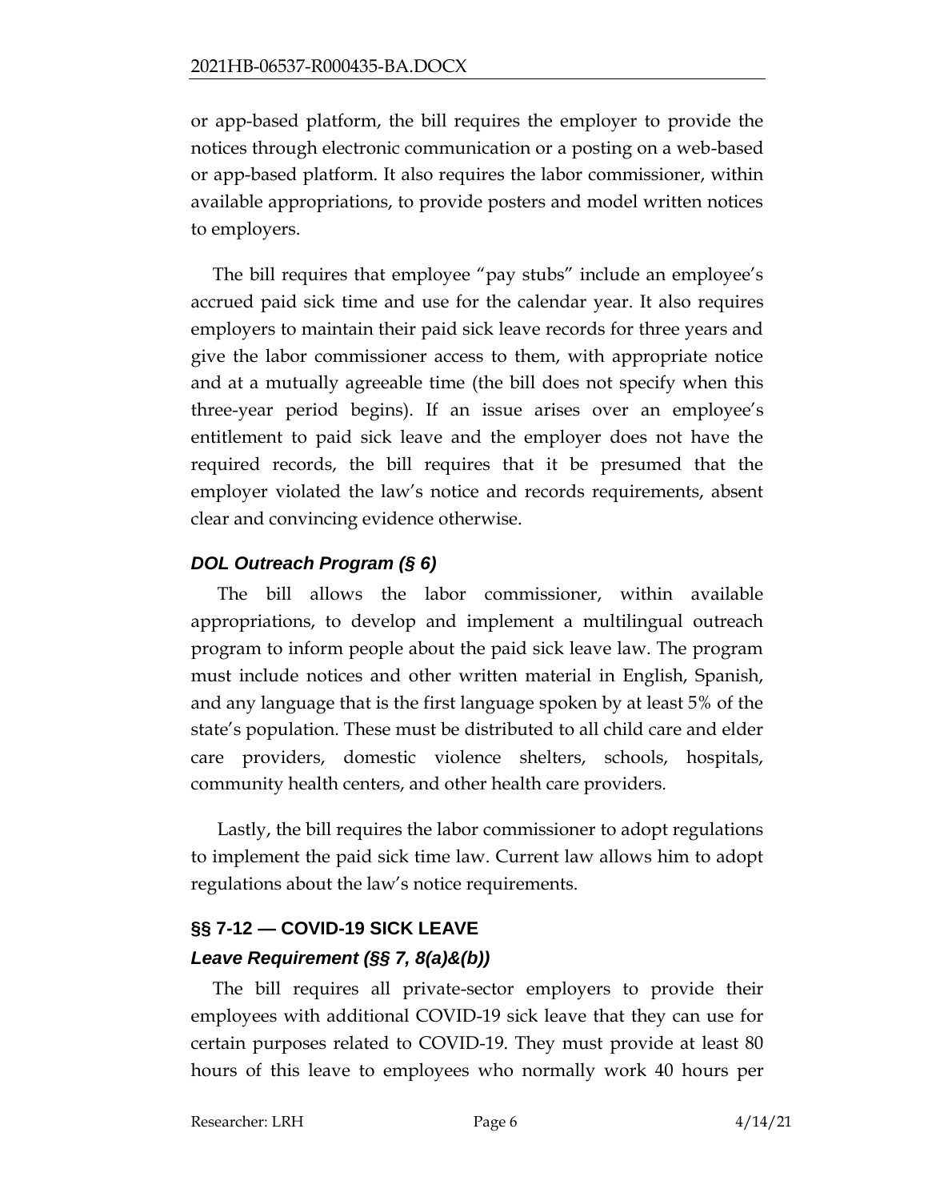or app-based platform, the bill requires the employer to provide the notices through electronic communication or a posting on a web-based or app-based platform. It also requires the labor commissioner, within available appropriations, to provide posters and model written notices to employers.

The bill requires that employee "pay stubs" include an employee's accrued paid sick time and use for the calendar year. It also requires employers to maintain their paid sick leave records for three years and give the labor commissioner access to them, with appropriate notice and at a mutually agreeable time (the bill does not specify when this three-year period begins). If an issue arises over an employee's entitlement to paid sick leave and the employer does not have the required records, the bill requires that it be presumed that the employer violated the law's notice and records requirements, absent clear and convincing evidence otherwise.

### *DOL Outreach Program (§ 6)*

The bill allows the labor commissioner, within available appropriations, to develop and implement a multilingual outreach program to inform people about the paid sick leave law. The program must include notices and other written material in English, Spanish, and any language that is the first language spoken by at least 5% of the state's population. These must be distributed to all child care and elder care providers, domestic violence shelters, schools, hospitals, community health centers, and other health care providers.

Lastly, the bill requires the labor commissioner to adopt regulations to implement the paid sick time law. Current law allows him to adopt regulations about the law's notice requirements.

## §§ 7-12 — COVID-19 SICK LEAVE

### *Leave Requirement (§§ 7, 8(a)&(b))*

The bill requires all private-sector employers to provide their employees with additional COVID-19 sick leave that they can use for certain purposes related to COVID-19. They must provide at least 80 hours of this leave to employees who normally work 40 hours per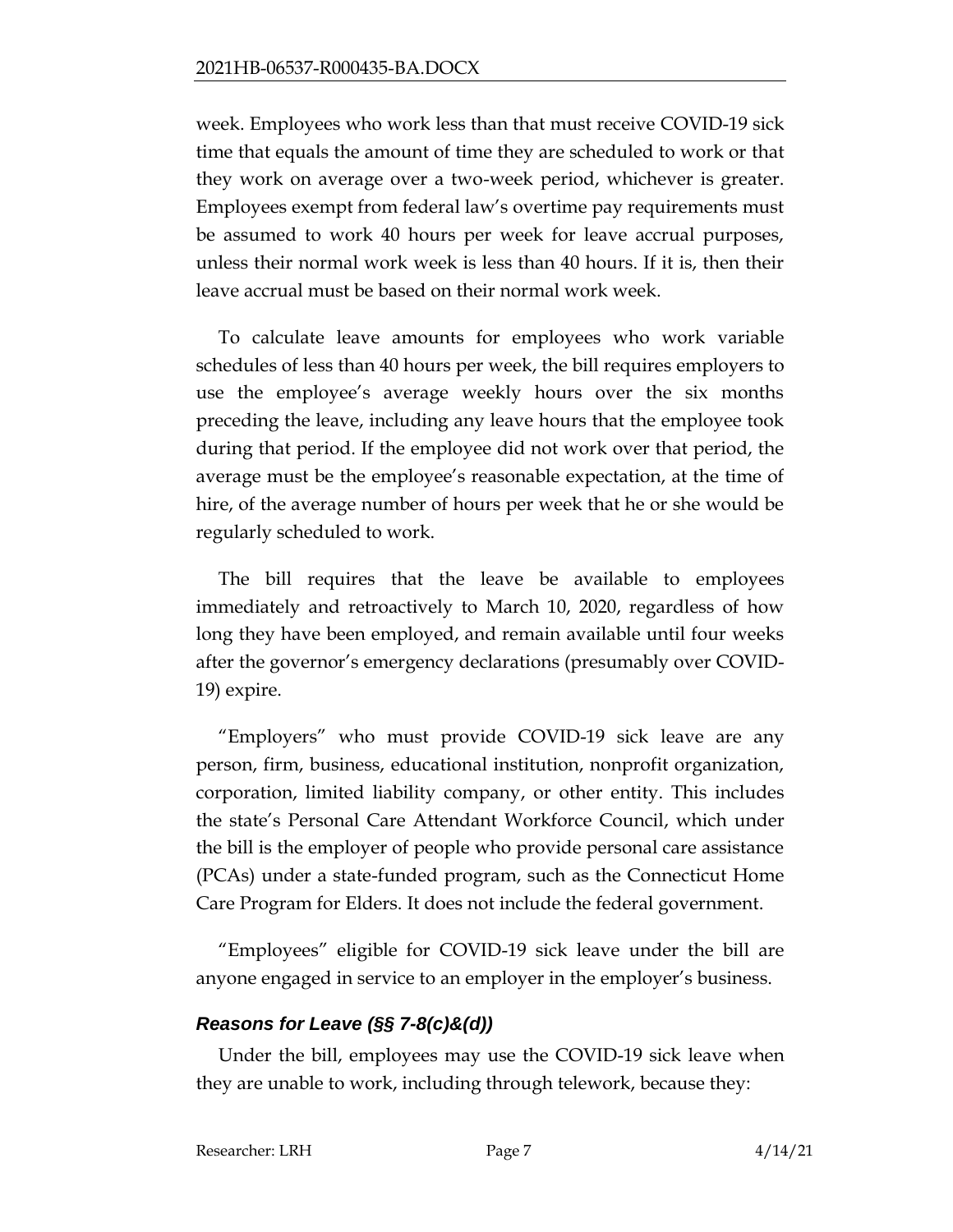week. Employees who work less than that must receive COVID-19 sick time that equals the amount of time they are scheduled to work or that they work on average over a two-week period, whichever is greater. Employees exempt from federal law's overtime pay requirements must be assumed to work 40 hours per week for leave accrual purposes, unless their normal work week is less than 40 hours. If it is, then their leave accrual must be based on their normal work week.

To calculate leave amounts for employees who work variable schedules of less than 40 hours per week, the bill requires employers to use the employee's average weekly hours over the six months preceding the leave, including any leave hours that the employee took during that period. If the employee did not work over that period, the average must be the employee's reasonable expectation, at the time of hire, of the average number of hours per week that he or she would be regularly scheduled to work.

The bill requires that the leave be available to employees immediately and retroactively to March 10, 2020, regardless of how long they have been employed, and remain available until four weeks after the governor's emergency declarations (presumably over COVID-19) expire.

"Employers" who must provide COVID-19 sick leave are any person, firm, business, educational institution, nonprofit organization, corporation, limited liability company, or other entity. This includes the state's Personal Care Attendant Workforce Council, which under the bill is the employer of people who provide personal care assistance (PCAs) under a state-funded program, such as the Connecticut Home Care Program for Elders. It does not include the federal government.

"Employees" eligible for COVID-19 sick leave under the bill are anyone engaged in service to an employer in the employer's business.

### *Reasons for Leave (§§ 7-8(c)&(d))*

Under the bill, employees may use the COVID-19 sick leave when they are unable to work, including through telework, because they: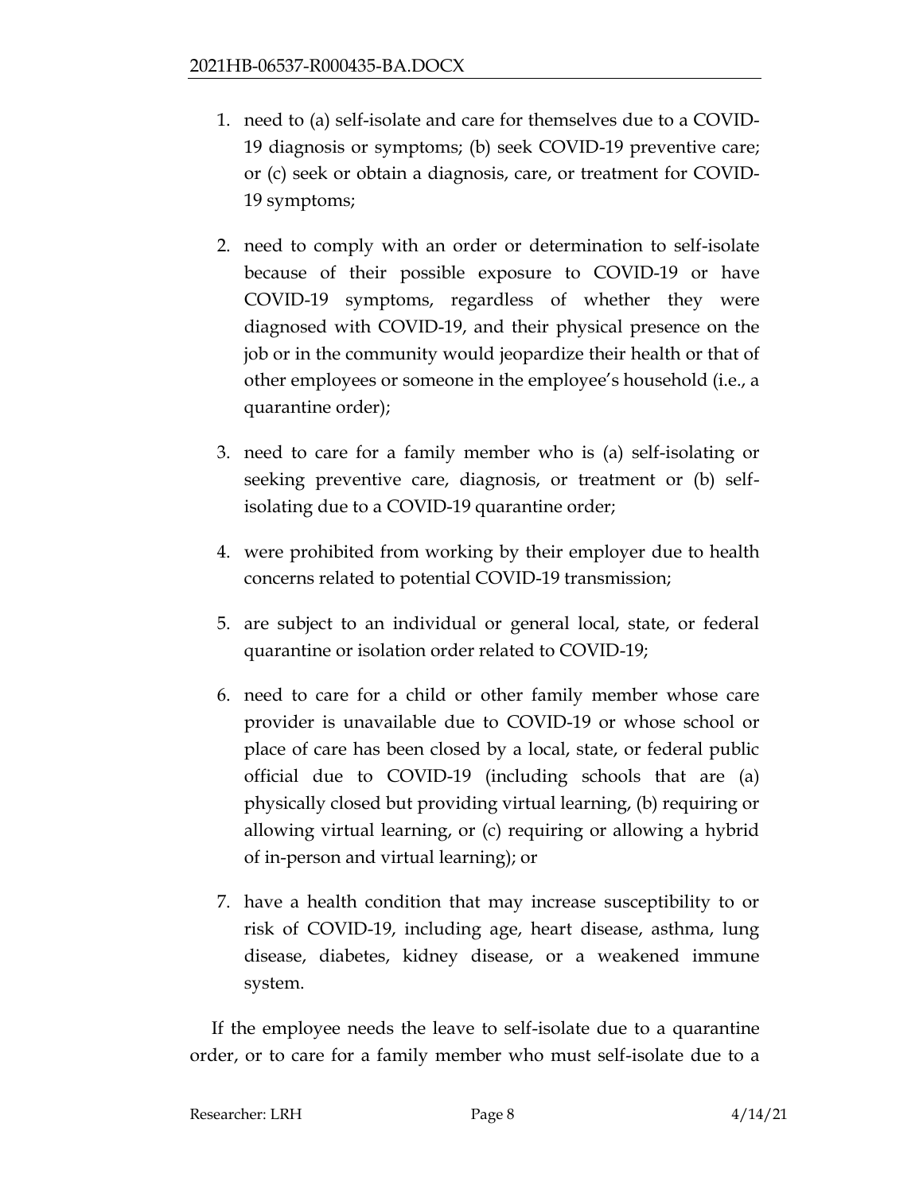1. need to (a) self-isolate and care for themselves due to a COVID-19 diagnosis or symptoms; (b) seek COVID-19 preventive care; or (c) seek or obtain a diagnosis, care, or treatment for COVID-19 symptoms;

2. need to comply with an order or determination to self-isolate because of their possible exposure to COVID-19 or have COVID-19 symptoms, regardless of whether they were diagnosed with COVID-19, and their physical presence on the job or in the community would jeopardize their health or that of other employees or someone in the employee's household (i.e., a quarantine order);

3. need to care for a family member who is (a) self-isolating or seeking preventive care, diagnosis, or treatment or (b) self-isolating due to a COVID-19 quarantine order;

4. were prohibited from working by their employer due to health concerns related to potential COVID-19 transmission;

5. are subject to an individual or general local, state, or federal quarantine or isolation order related to COVID-19;

6. need to care for a child or other family member whose care provider is unavailable due to COVID-19 or whose school or place of care has been closed by a local, state, or federal public official due to COVID-19 (including schools that are (a) physically closed but providing virtual learning, (b) requiring or allowing virtual learning, or (c) requiring or allowing a hybrid of in-person and virtual learning); or

7. have a health condition that may increase susceptibility to or risk of COVID-19, including age, heart disease, asthma, lung disease, diabetes, kidney disease, or a weakened immune system.

If the employee needs the leave to self-isolate due to a quarantine order, or to care for a family member who must self-isolate due to a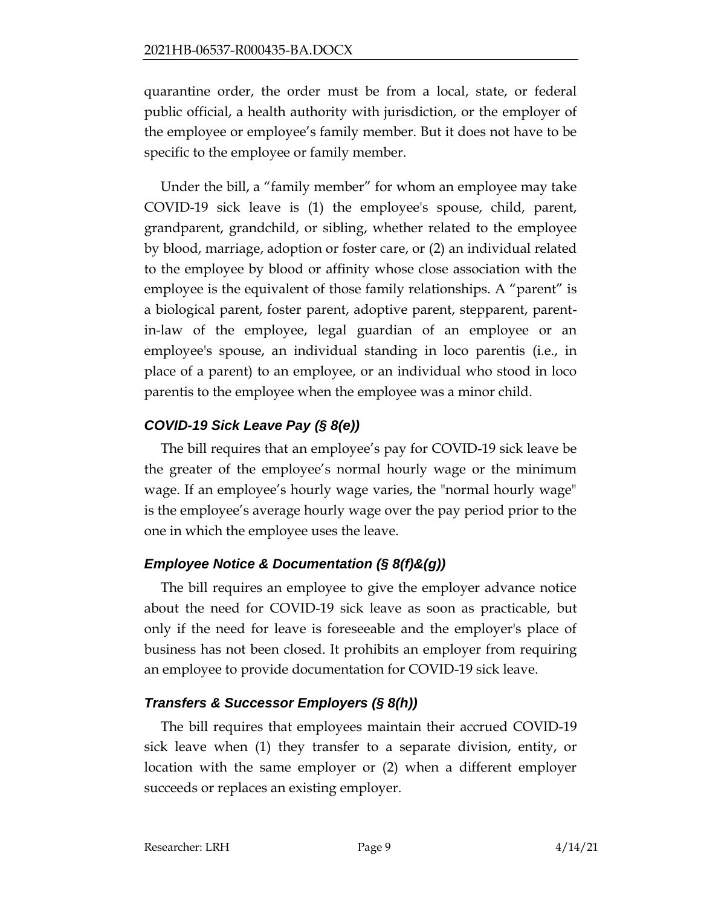quarantine order, the order must be from a local, state, or federal public official, a health authority with jurisdiction, or the employer of the employee or employee's family member. But it does not have to be specific to the employee or family member.

Under the bill, a "family member" for whom an employee may take COVID-19 sick leave is (1) the employee's spouse, child, parent, grandparent, grandchild, or sibling, whether related to the employee by blood, marriage, adoption or foster care, or (2) an individual related to the employee by blood or affinity whose close association with the employee is the equivalent of those family relationships. A "parent" is a biological parent, foster parent, adoptive parent, stepparent, parent-in-law of the employee, legal guardian of an employee or an employee's spouse, an individual standing in loco parentis (i.e., in place of a parent) to an employee, or an individual who stood in loco parentis to the employee when the employee was a minor child.

### *COVID-19 Sick Leave Pay (§ 8(e))*

The bill requires that an employee's pay for COVID-19 sick leave be the greater of the employee's normal hourly wage or the minimum wage. If an employee's hourly wage varies, the "normal hourly wage" is the employee's average hourly wage over the pay period prior to the one in which the employee uses the leave.

### *Employee Notice & Documentation (§ 8(f)&(g))*

The bill requires an employee to give the employer advance notice about the need for COVID-19 sick leave as soon as practicable, but only if the need for leave is foreseeable and the employer's place of business has not been closed. It prohibits an employer from requiring an employee to provide documentation for COVID-19 sick leave.

### *Transfers & Successor Employers (§ 8(h))*

The bill requires that employees maintain their accrued COVID-19 sick leave when (1) they transfer to a separate division, entity, or location with the same employer or (2) when a different employer succeeds or replaces an existing employer.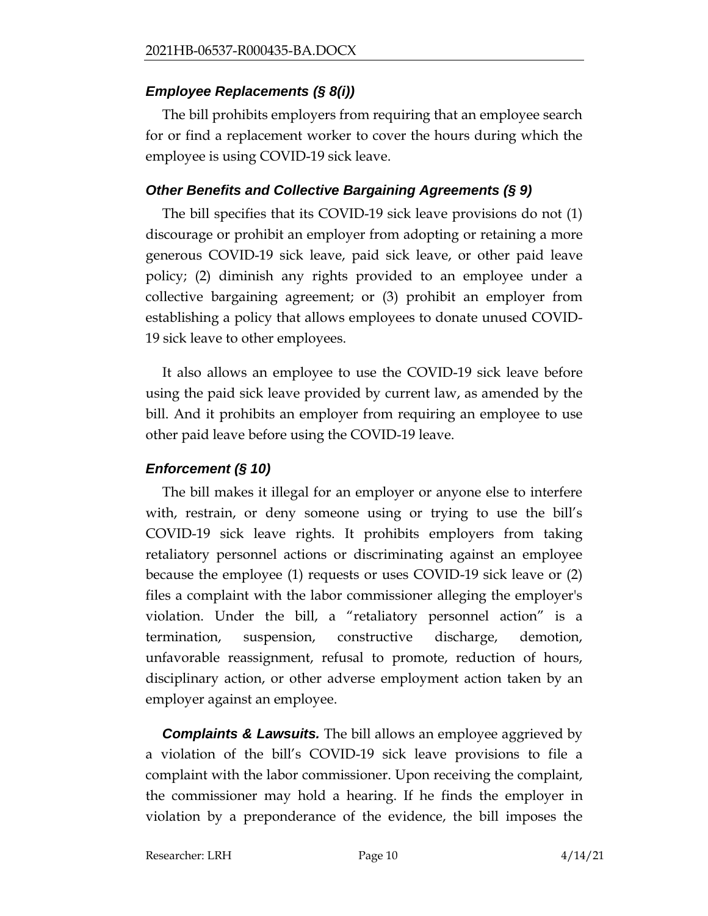### *Employee Replacements (§ 8(i))*

The bill prohibits employers from requiring that an employee search for or find a replacement worker to cover the hours during which the employee is using COVID-19 sick leave.

### *Other Benefits and Collective Bargaining Agreements (§ 9)*

The bill specifies that its COVID-19 sick leave provisions do not (1) discourage or prohibit an employer from adopting or retaining a more generous COVID-19 sick leave, paid sick leave, or other paid leave policy; (2) diminish any rights provided to an employee under a collective bargaining agreement; or (3) prohibit an employer from establishing a policy that allows employees to donate unused COVID-19 sick leave to other employees.

It also allows an employee to use the COVID-19 sick leave before using the paid sick leave provided by current law, as amended by the bill. And it prohibits an employer from requiring an employee to use other paid leave before using the COVID-19 leave.

### *Enforcement (§ 10)*

The bill makes it illegal for an employer or anyone else to interfere with, restrain, or deny someone using or trying to use the bill's COVID-19 sick leave rights. It prohibits employers from taking retaliatory personnel actions or discriminating against an employee because the employee (1) requests or uses COVID-19 sick leave or (2) files a complaint with the labor commissioner alleging the employer's violation. Under the bill, a "retaliatory personnel action" is a termination, suspension, constructive discharge, demotion, unfavorable reassignment, refusal to promote, reduction of hours, disciplinary action, or other adverse employment action taken by an employer against an employee.

***Complaints & Lawsuits.*** The bill allows an employee aggrieved by a violation of the bill's COVID-19 sick leave provisions to file a complaint with the labor commissioner. Upon receiving the complaint, the commissioner may hold a hearing. If he finds the employer in violation by a preponderance of the evidence, the bill imposes the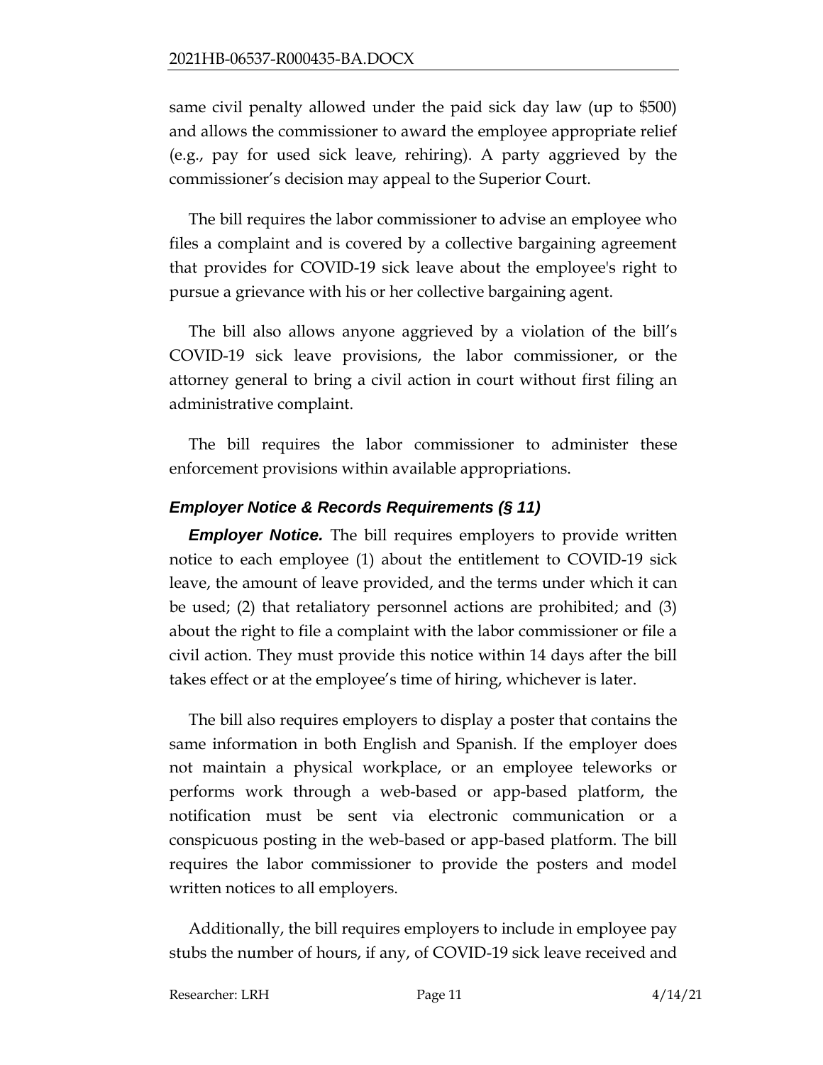same civil penalty allowed under the paid sick day law (up to $500) and allows the commissioner to award the employee appropriate relief (e.g., pay for used sick leave, rehiring). A party aggrieved by the commissioner's decision may appeal to the Superior Court.

The bill requires the labor commissioner to advise an employee who files a complaint and is covered by a collective bargaining agreement that provides for COVID-19 sick leave about the employee's right to pursue a grievance with his or her collective bargaining agent.

The bill also allows anyone aggrieved by a violation of the bill's COVID-19 sick leave provisions, the labor commissioner, or the attorney general to bring a civil action in court without first filing an administrative complaint.

The bill requires the labor commissioner to administer these enforcement provisions within available appropriations.

### *Employer Notice & Records Requirements (§ 11)*

***Employer Notice.*** The bill requires employers to provide written notice to each employee (1) about the entitlement to COVID-19 sick leave, the amount of leave provided, and the terms under which it can be used; (2) that retaliatory personnel actions are prohibited; and (3) about the right to file a complaint with the labor commissioner or file a civil action. They must provide this notice within 14 days after the bill takes effect or at the employee's time of hiring, whichever is later.

The bill also requires employers to display a poster that contains the same information in both English and Spanish. If the employer does not maintain a physical workplace, or an employee teleworks or performs work through a web-based or app-based platform, the notification must be sent via electronic communication or a conspicuous posting in the web-based or app-based platform. The bill requires the labor commissioner to provide the posters and model written notices to all employers.

Additionally, the bill requires employers to include in employee pay stubs the number of hours, if any, of COVID-19 sick leave received and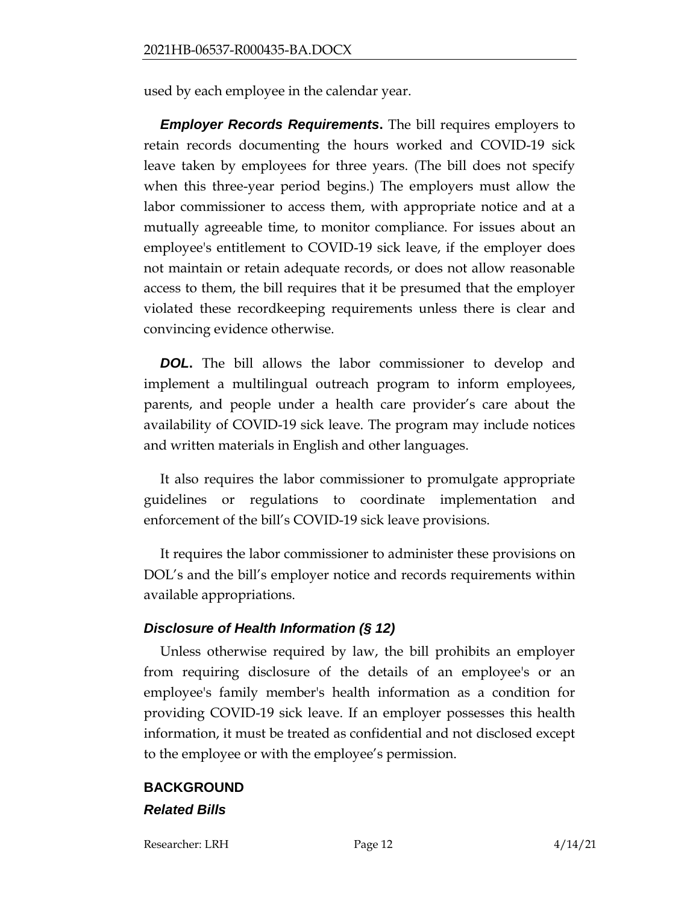used by each employee in the calendar year.

***Employer Records Requirements*.** The bill requires employers to retain records documenting the hours worked and COVID-19 sick leave taken by employees for three years. (The bill does not specify when this three-year period begins.) The employers must allow the labor commissioner to access them, with appropriate notice and at a mutually agreeable time, to monitor compliance. For issues about an employee's entitlement to COVID-19 sick leave, if the employer does not maintain or retain adequate records, or does not allow reasonable access to them, the bill requires that it be presumed that the employer violated these recordkeeping requirements unless there is clear and convincing evidence otherwise.

***DOL*.** The bill allows the labor commissioner to develop and implement a multilingual outreach program to inform employees, parents, and people under a health care provider's care about the availability of COVID-19 sick leave. The program may include notices and written materials in English and other languages.

It also requires the labor commissioner to promulgate appropriate guidelines or regulations to coordinate implementation and enforcement of the bill's COVID-19 sick leave provisions.

It requires the labor commissioner to administer these provisions on DOL's and the bill's employer notice and records requirements within available appropriations.

### *Disclosure of Health Information (§ 12)*

Unless otherwise required by law, the bill prohibits an employer from requiring disclosure of the details of an employee's or an employee's family member's health information as a condition for providing COVID-19 sick leave. If an employer possesses this health information, it must be treated as confidential and not disclosed except to the employee or with the employee's permission.

## BACKGROUND

### *Related Bills*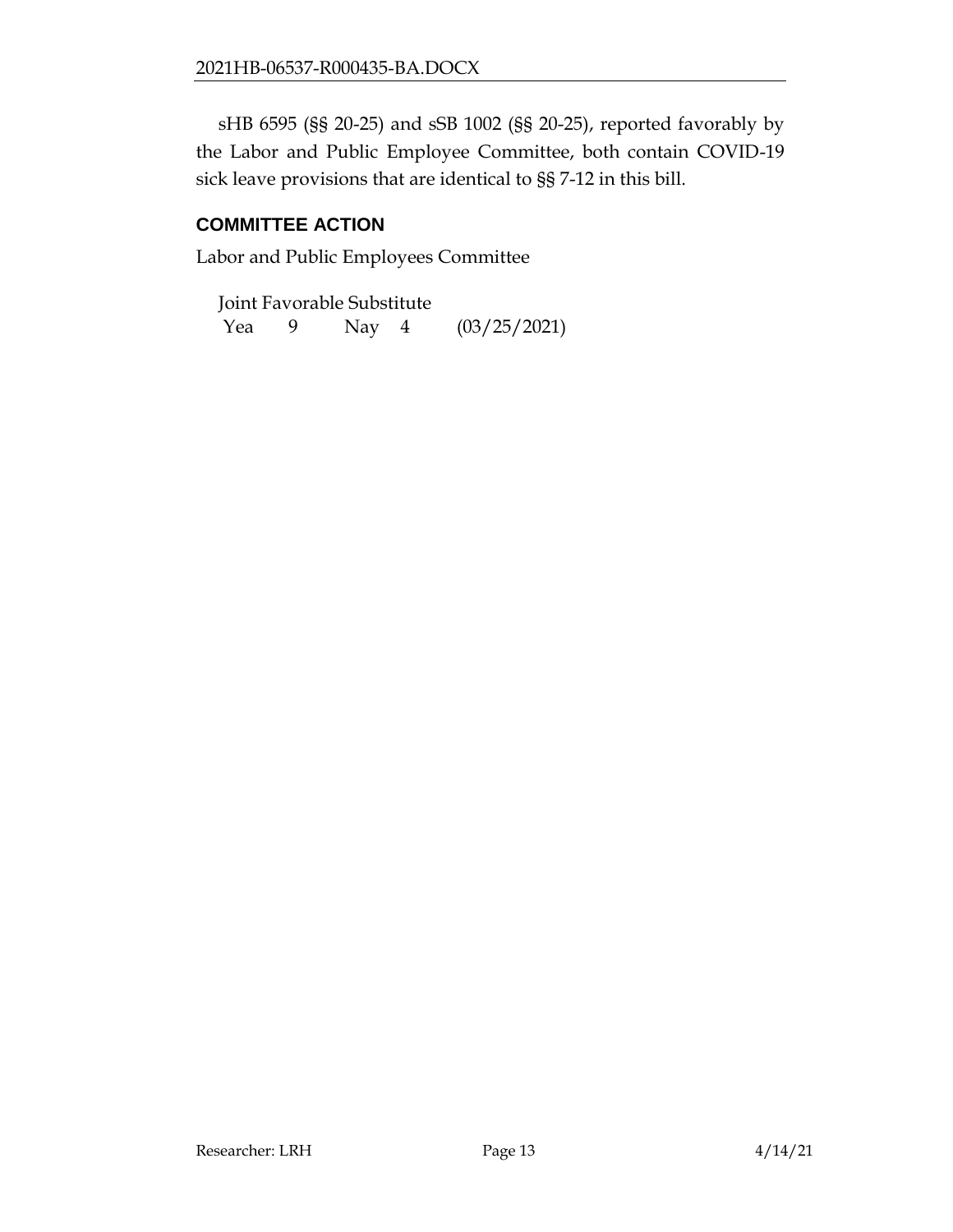sHB 6595 (§§ 20-25) and sSB 1002 (§§ 20-25), reported favorably by the Labor and Public Employee Committee, both contain COVID-19 sick leave provisions that are identical to §§ 7-12 in this bill.

## COMMITTEE ACTION

Labor and Public Employees Committee

Joint Favorable Substitute

| | | | | |
|---|---|---|---|---|
| Yea | 9 | Nay | 4 | (03/25/2021) |